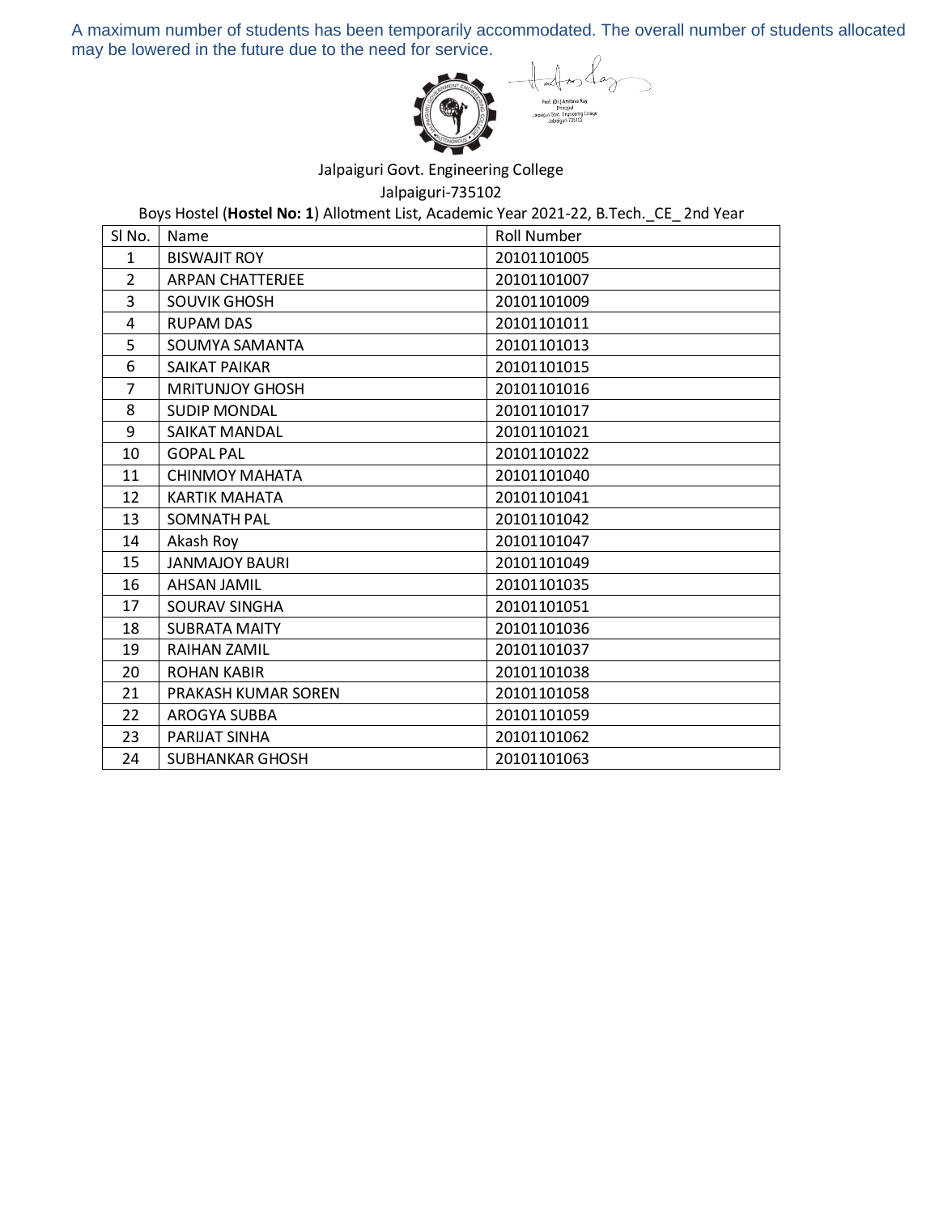A maximum number of students has been temporarily accommodated. The overall number of students allocated may be lowered in the future due to the need for service.

Prof. (Dr.) Amitava Ray
Principal
Jalpaiguri Govt. Engineering College
Jalpaiguri-735102

Jalpaiguri Govt. Engineering College

Jalpaiguri-735102

Boys Hostel (**Hostel No: 1**) Allotment List, Academic Year 2021-22, B.Tech._CE_ 2nd Year

| Sl No. | Name | Roll Number |
|---|---|---|
| 1 | BISWAJIT ROY | 20101101005 |
| 2 | ARPAN CHATTERJEE | 20101101007 |
| 3 | SOUVIK GHOSH | 20101101009 |
| 4 | RUPAM DAS | 20101101011 |
| 5 | SOUMYA SAMANTA | 20101101013 |
| 6 | SAIKAT PAIKAR | 20101101015 |
| 7 | MRITUNJOY GHOSH | 20101101016 |
| 8 | SUDIP MONDAL | 20101101017 |
| 9 | SAIKAT MANDAL | 20101101021 |
| 10 | GOPAL PAL | 20101101022 |
| 11 | CHINMOY MAHATA | 20101101040 |
| 12 | KARTIK MAHATA | 20101101041 |
| 13 | SOMNATH PAL | 20101101042 |
| 14 | Akash Roy | 20101101047 |
| 15 | JANMAJOY BAURI | 20101101049 |
| 16 | AHSAN JAMIL | 20101101035 |
| 17 | SOURAV SINGHA | 20101101051 |
| 18 | SUBRATA MAITY | 20101101036 |
| 19 | RAIHAN ZAMIL | 20101101037 |
| 20 | ROHAN KABIR | 20101101038 |
| 21 | PRAKASH KUMAR SOREN | 20101101058 |
| 22 | AROGYA SUBBA | 20101101059 |
| 23 | PARIJAT SINHA | 20101101062 |
| 24 | SUBHANKAR GHOSH | 20101101063 |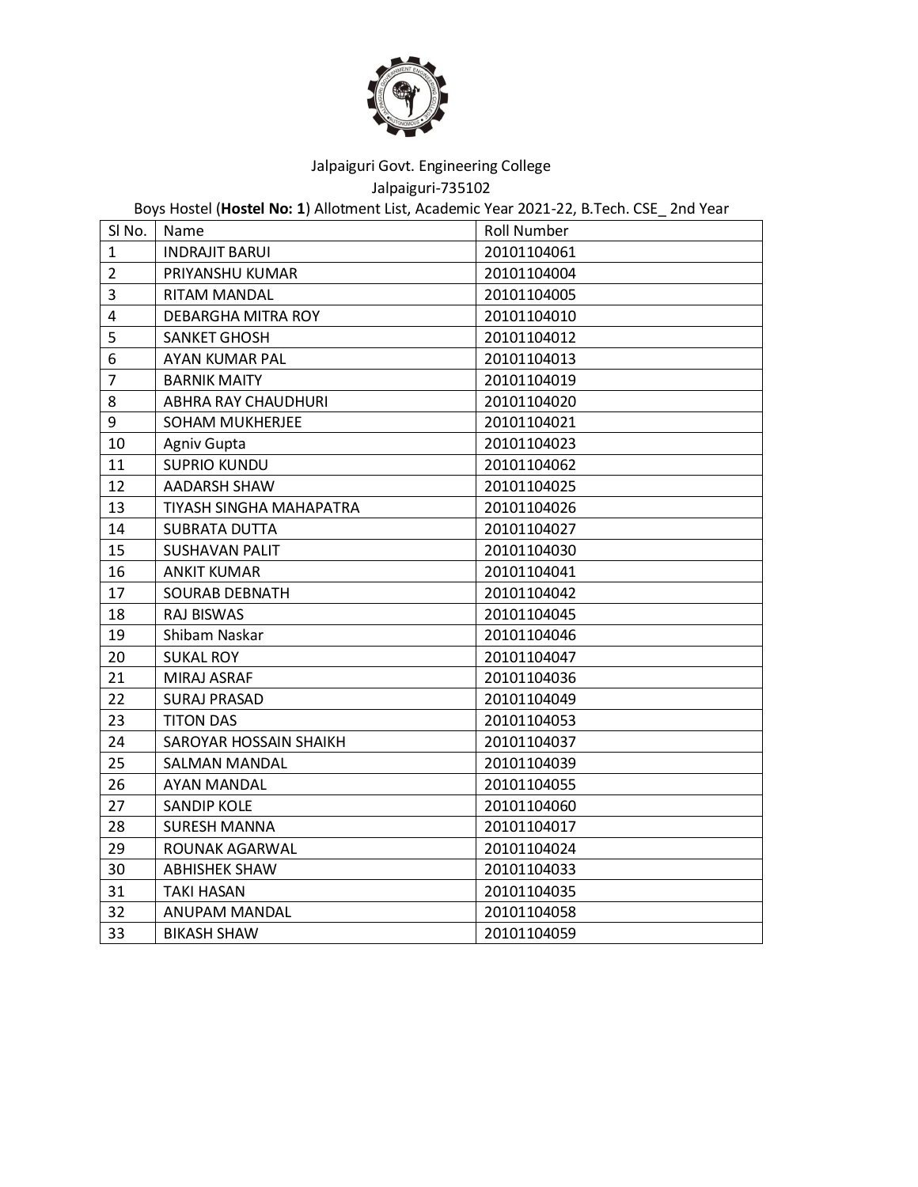Jalpaiguri Govt. Engineering College

Jalpaiguri-735102

Boys Hostel (**Hostel No: 1**) Allotment List, Academic Year 2021-22, B.Tech. CSE_ 2nd Year

| Sl No. | Name | Roll Number |
|---|---|---|
| 1 | INDRAJIT BARUI | 20101104061 |
| 2 | PRIYANSHU KUMAR | 20101104004 |
| 3 | RITAM MANDAL | 20101104005 |
| 4 | DEBARGHA MITRA ROY | 20101104010 |
| 5 | SANKET GHOSH | 20101104012 |
| 6 | AYAN KUMAR PAL | 20101104013 |
| 7 | BARNIK MAITY | 20101104019 |
| 8 | ABHRA RAY CHAUDHURI | 20101104020 |
| 9 | SOHAM MUKHERJEE | 20101104021 |
| 10 | Agniv Gupta | 20101104023 |
| 11 | SUPRIO KUNDU | 20101104062 |
| 12 | AADARSH SHAW | 20101104025 |
| 13 | TIYASH SINGHA MAHAPATRA | 20101104026 |
| 14 | SUBRATA DUTTA | 20101104027 |
| 15 | SUSHAVAN PALIT | 20101104030 |
| 16 | ANKIT KUMAR | 20101104041 |
| 17 | SOURAB DEBNATH | 20101104042 |
| 18 | RAJ BISWAS | 20101104045 |
| 19 | Shibam Naskar | 20101104046 |
| 20 | SUKAL ROY | 20101104047 |
| 21 | MIRAJ ASRAF | 20101104036 |
| 22 | SURAJ PRASAD | 20101104049 |
| 23 | TITON DAS | 20101104053 |
| 24 | SAROYAR HOSSAIN SHAIKH | 20101104037 |
| 25 | SALMAN MANDAL | 20101104039 |
| 26 | AYAN MANDAL | 20101104055 |
| 27 | SANDIP KOLE | 20101104060 |
| 28 | SURESH MANNA | 20101104017 |
| 29 | ROUNAK AGARWAL | 20101104024 |
| 30 | ABHISHEK SHAW | 20101104033 |
| 31 | TAKI HASAN | 20101104035 |
| 32 | ANUPAM MANDAL | 20101104058 |
| 33 | BIKASH SHAW | 20101104059 |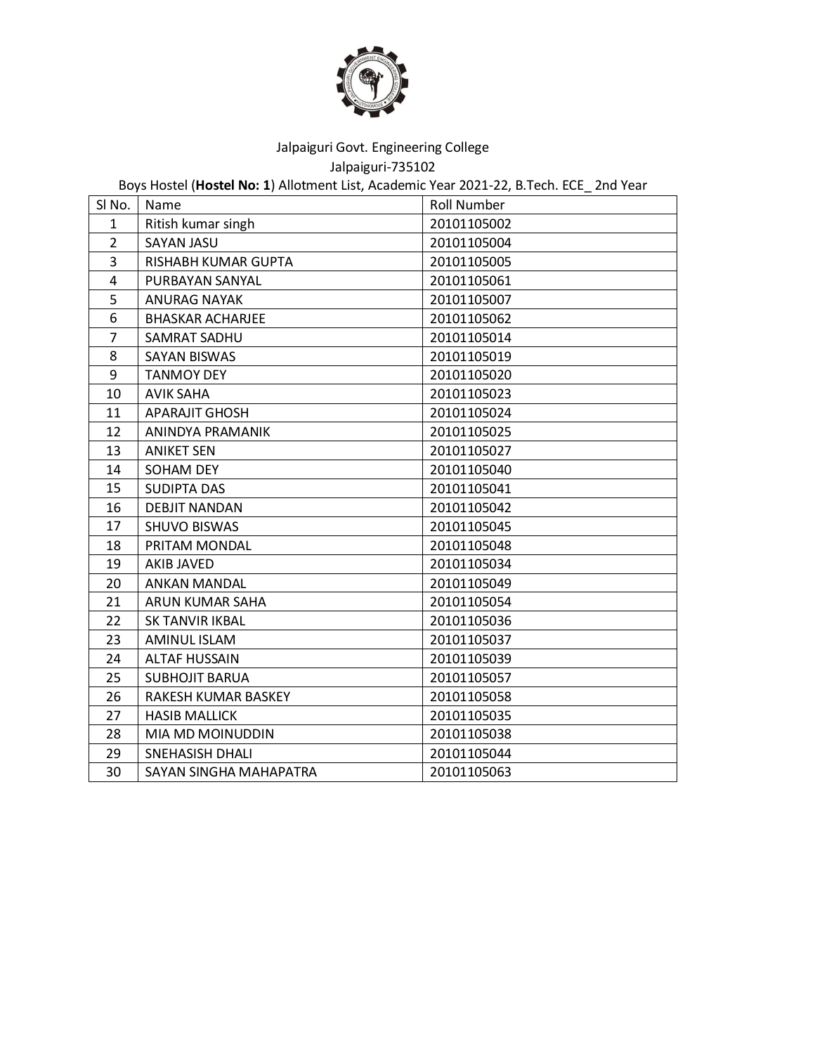Jalpaiguri Govt. Engineering College

Jalpaiguri-735102

Boys Hostel (**Hostel No: 1**) Allotment List, Academic Year 2021-22, B.Tech. ECE_ 2nd Year

| Sl No. | Name | Roll Number |
|---|---|---|
| 1 | Ritish kumar singh | 20101105002 |
| 2 | SAYAN JASU | 20101105004 |
| 3 | RISHABH KUMAR GUPTA | 20101105005 |
| 4 | PURBAYAN SANYAL | 20101105061 |
| 5 | ANURAG NAYAK | 20101105007 |
| 6 | BHASKAR ACHARJEE | 20101105062 |
| 7 | SAMRAT SADHU | 20101105014 |
| 8 | SAYAN BISWAS | 20101105019 |
| 9 | TANMOY DEY | 20101105020 |
| 10 | AVIK SAHA | 20101105023 |
| 11 | APARAJIT GHOSH | 20101105024 |
| 12 | ANINDYA PRAMANIK | 20101105025 |
| 13 | ANIKET SEN | 20101105027 |
| 14 | SOHAM DEY | 20101105040 |
| 15 | SUDIPTA DAS | 20101105041 |
| 16 | DEBJIT NANDAN | 20101105042 |
| 17 | SHUVO BISWAS | 20101105045 |
| 18 | PRITAM MONDAL | 20101105048 |
| 19 | AKIB JAVED | 20101105034 |
| 20 | ANKAN MANDAL | 20101105049 |
| 21 | ARUN KUMAR SAHA | 20101105054 |
| 22 | SK TANVIR IKBAL | 20101105036 |
| 23 | AMINUL ISLAM | 20101105037 |
| 24 | ALTAF HUSSAIN | 20101105039 |
| 25 | SUBHOJIT BARUA | 20101105057 |
| 26 | RAKESH KUMAR BASKEY | 20101105058 |
| 27 | HASIB MALLICK | 20101105035 |
| 28 | MIA MD MOINUDDIN | 20101105038 |
| 29 | SNEHASISH DHALI | 20101105044 |
| 30 | SAYAN SINGHA MAHAPATRA | 20101105063 |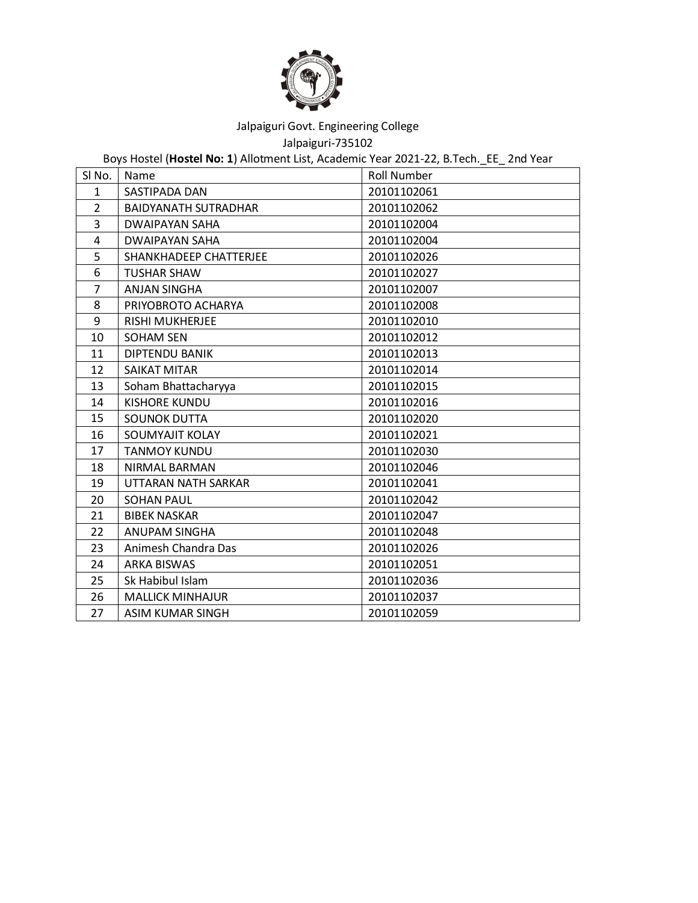Jalpaiguri Govt. Engineering College

Jalpaiguri-735102

Boys Hostel (**Hostel No: 1**) Allotment List, Academic Year 2021-22, B.Tech._EE_ 2nd Year

| Sl No. | Name | Roll Number |
|---|---|---|
| 1 | SASTIPADA DAN | 20101102061 |
| 2 | BAIDYANATH SUTRADHAR | 20101102062 |
| 3 | DWAIPAYAN SAHA | 20101102004 |
| 4 | DWAIPAYAN SAHA | 20101102004 |
| 5 | SHANKHADEEP CHATTERJEE | 20101102026 |
| 6 | TUSHAR SHAW | 20101102027 |
| 7 | ANJAN SINGHA | 20101102007 |
| 8 | PRIYOBROTO ACHARYA | 20101102008 |
| 9 | RISHI MUKHERJEE | 20101102010 |
| 10 | SOHAM SEN | 20101102012 |
| 11 | DIPTENDU BANIK | 20101102013 |
| 12 | SAIKAT MITAR | 20101102014 |
| 13 | Soham Bhattacharyya | 20101102015 |
| 14 | KISHORE KUNDU | 20101102016 |
| 15 | SOUNOK DUTTA | 20101102020 |
| 16 | SOUMYAJIT KOLAY | 20101102021 |
| 17 | TANMOY KUNDU | 20101102030 |
| 18 | NIRMAL BARMAN | 20101102046 |
| 19 | UTTARAN NATH SARKAR | 20101102041 |
| 20 | SOHAN PAUL | 20101102042 |
| 21 | BIBEK NASKAR | 20101102047 |
| 22 | ANUPAM SINGHA | 20101102048 |
| 23 | Animesh Chandra Das | 20101102026 |
| 24 | ARKA BISWAS | 20101102051 |
| 25 | Sk Habibul Islam | 20101102036 |
| 26 | MALLICK MINHAJUR | 20101102037 |
| 27 | ASIM KUMAR SINGH | 20101102059 |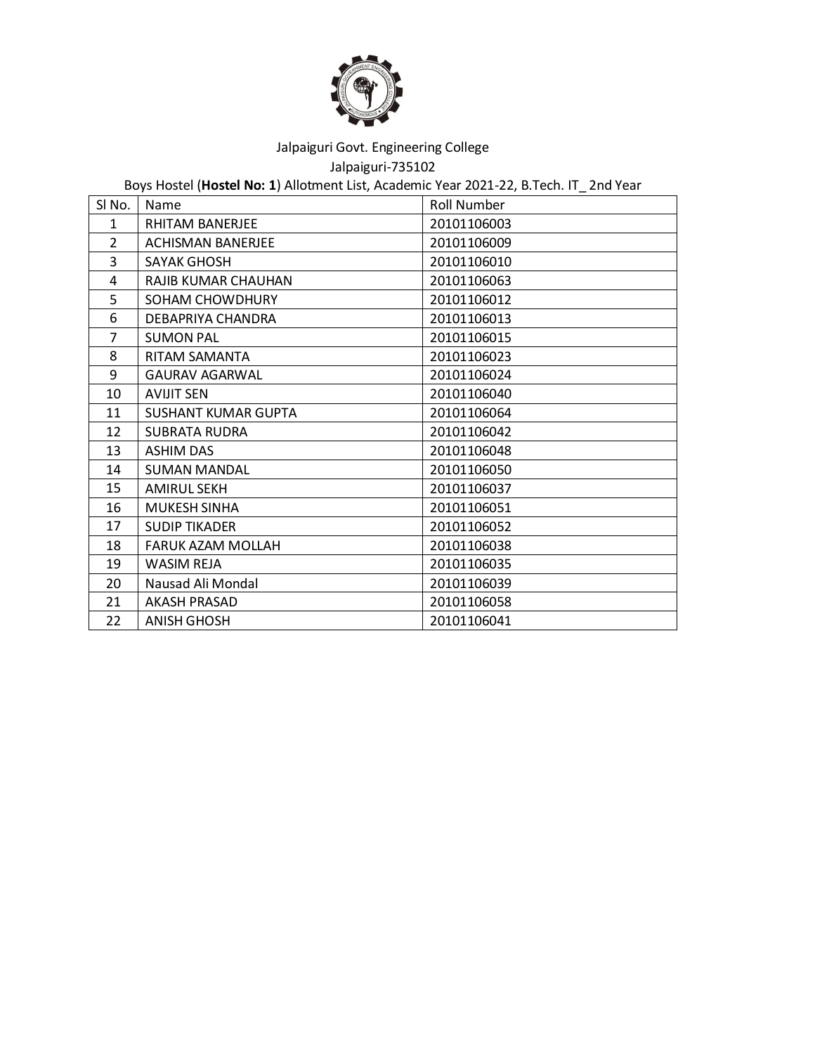Jalpaiguri Govt. Engineering College

Jalpaiguri-735102

Boys Hostel (**Hostel No: 1**) Allotment List, Academic Year 2021-22, B.Tech. IT_ 2nd Year

| Sl No. | Name | Roll Number |
|---|---|---|
| 1 | RHITAM BANERJEE | 20101106003 |
| 2 | ACHISMAN BANERJEE | 20101106009 |
| 3 | SAYAK GHOSH | 20101106010 |
| 4 | RAJIB KUMAR CHAUHAN | 20101106063 |
| 5 | SOHAM CHOWDHURY | 20101106012 |
| 6 | DEBAPRIYA CHANDRA | 20101106013 |
| 7 | SUMON PAL | 20101106015 |
| 8 | RITAM SAMANTA | 20101106023 |
| 9 | GAURAV AGARWAL | 20101106024 |
| 10 | AVIJIT SEN | 20101106040 |
| 11 | SUSHANT KUMAR GUPTA | 20101106064 |
| 12 | SUBRATA RUDRA | 20101106042 |
| 13 | ASHIM DAS | 20101106048 |
| 14 | SUMAN MANDAL | 20101106050 |
| 15 | AMIRUL SEKH | 20101106037 |
| 16 | MUKESH SINHA | 20101106051 |
| 17 | SUDIP TIKADER | 20101106052 |
| 18 | FARUK AZAM MOLLAH | 20101106038 |
| 19 | WASIM REJA | 20101106035 |
| 20 | Nausad Ali Mondal | 20101106039 |
| 21 | AKASH PRASAD | 20101106058 |
| 22 | ANISH GHOSH | 20101106041 |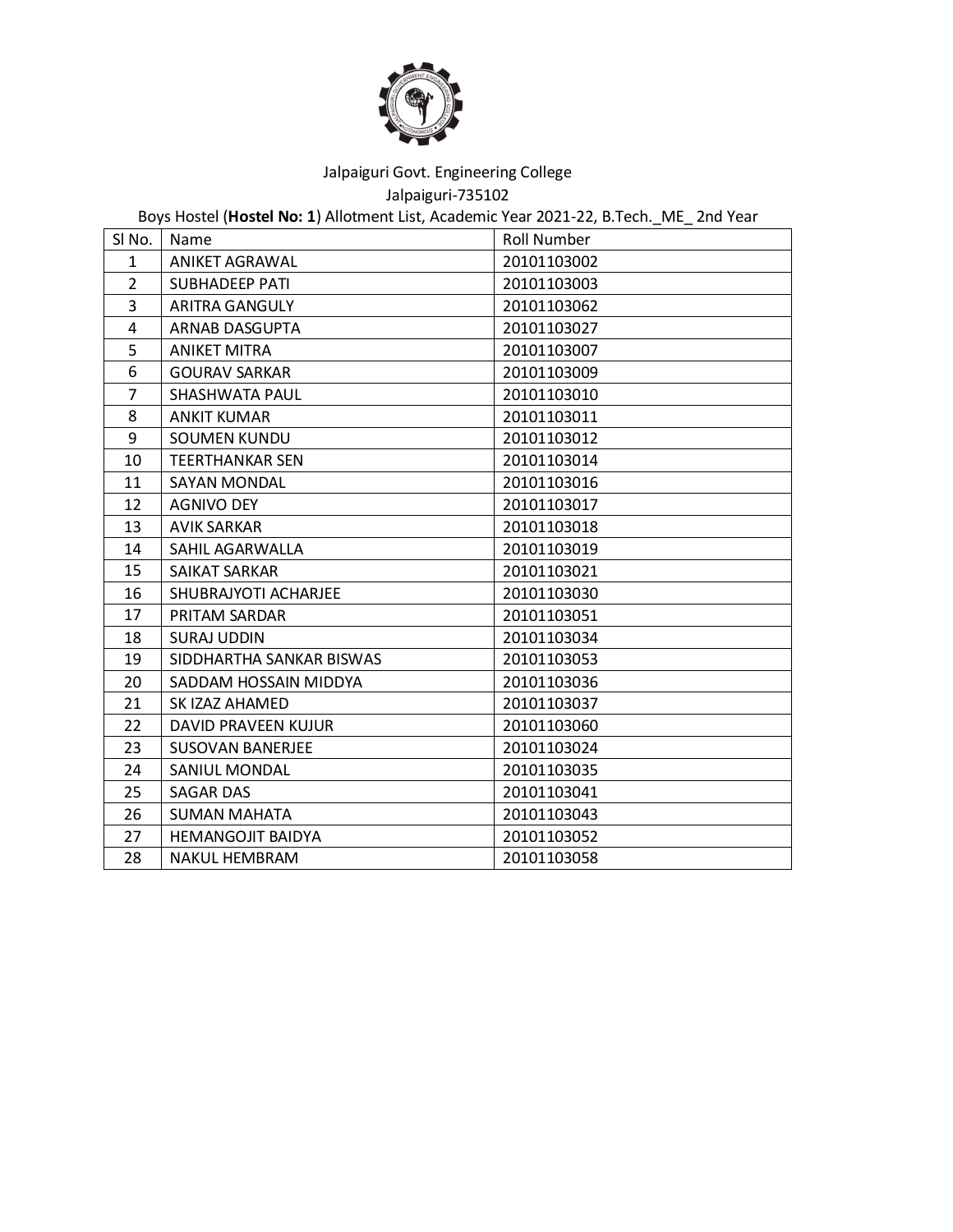Jalpaiguri Govt. Engineering College

Jalpaiguri-735102

Boys Hostel (**Hostel No: 1**) Allotment List, Academic Year 2021-22, B.Tech._ME_ 2nd Year

| Sl No. | Name | Roll Number |
|---|---|---|
| 1 | ANIKET AGRAWAL | 20101103002 |
| 2 | SUBHADEEP PATI | 20101103003 |
| 3 | ARITRA GANGULY | 20101103062 |
| 4 | ARNAB DASGUPTA | 20101103027 |
| 5 | ANIKET MITRA | 20101103007 |
| 6 | GOURAV SARKAR | 20101103009 |
| 7 | SHASHWATA PAUL | 20101103010 |
| 8 | ANKIT KUMAR | 20101103011 |
| 9 | SOUMEN KUNDU | 20101103012 |
| 10 | TEERTHANKAR SEN | 20101103014 |
| 11 | SAYAN MONDAL | 20101103016 |
| 12 | AGNIVO DEY | 20101103017 |
| 13 | AVIK SARKAR | 20101103018 |
| 14 | SAHIL AGARWALLA | 20101103019 |
| 15 | SAIKAT SARKAR | 20101103021 |
| 16 | SHUBRAJYOTI ACHARJEE | 20101103030 |
| 17 | PRITAM SARDAR | 20101103051 |
| 18 | SURAJ UDDIN | 20101103034 |
| 19 | SIDDHARTHA SANKAR BISWAS | 20101103053 |
| 20 | SADDAM HOSSAIN MIDDYA | 20101103036 |
| 21 | SK IZAZ AHAMED | 20101103037 |
| 22 | DAVID PRAVEEN KUJUR | 20101103060 |
| 23 | SUSOVAN BANERJEE | 20101103024 |
| 24 | SANIUL MONDAL | 20101103035 |
| 25 | SAGAR DAS | 20101103041 |
| 26 | SUMAN MAHATA | 20101103043 |
| 27 | HEMANGOJIT BAIDYA | 20101103052 |
| 28 | NAKUL HEMBRAM | 20101103058 |